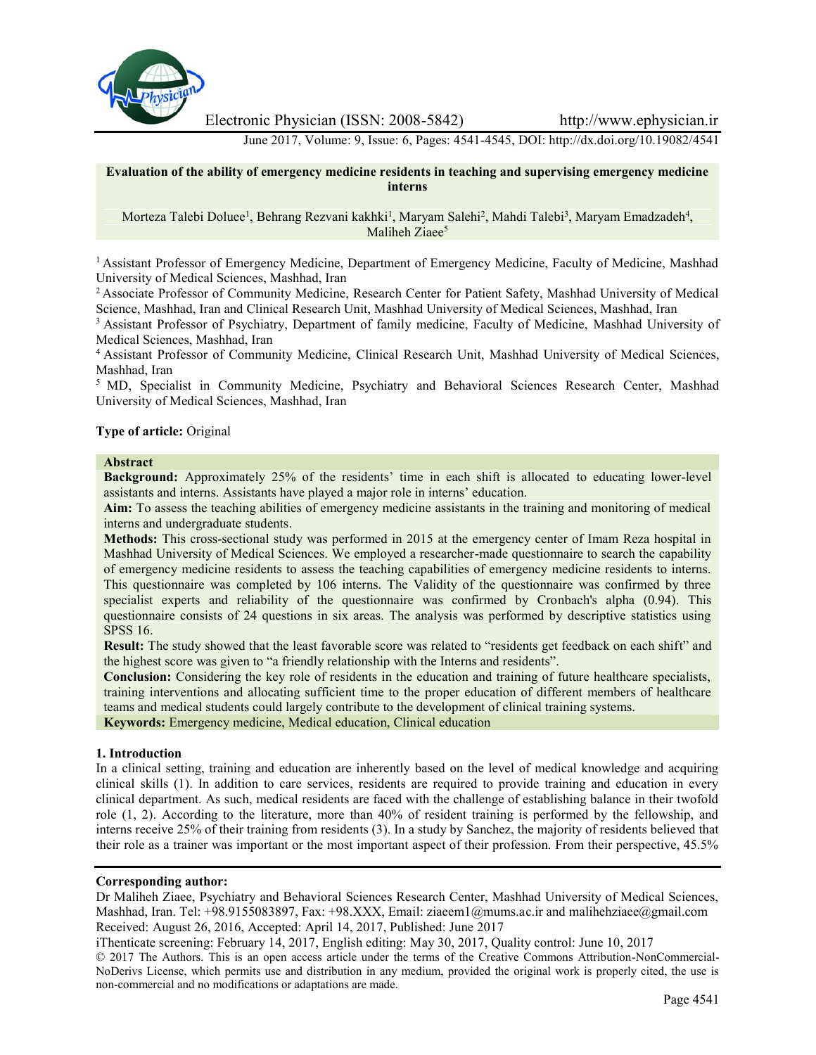# Evaluation of the ability of emergency medicine residents in teaching and supervising emergency medicine interns

Morteza Talebi Doluee[1], Behrang Rezvani kakhki[1], Maryam Salehi[2], Mahdi Talebi[3], Maryam Emadzadeh[4], Maliheh Ziaee[5]

[1] Assistant Professor of Emergency Medicine, Department of Emergency Medicine, Faculty of Medicine, Mashhad University of Medical Sciences, Mashhad, Iran

[2] Associate Professor of Community Medicine, Research Center for Patient Safety, Mashhad University of Medical Science, Mashhad, Iran and Clinical Research Unit, Mashhad University of Medical Sciences, Mashhad, Iran

[3] Assistant Professor of Psychiatry, Department of family medicine, Faculty of Medicine, Mashhad University of Medical Sciences, Mashhad, Iran

[4] Assistant Professor of Community Medicine, Clinical Research Unit, Mashhad University of Medical Sciences, Mashhad, Iran

[5] MD, Specialist in Community Medicine, Psychiatry and Behavioral Sciences Research Center, Mashhad University of Medical Sciences, Mashhad, Iran

**Type of article:** Original

**Abstract**

**Background:** Approximately 25% of the residents' time in each shift is allocated to educating lower-level assistants and interns. Assistants have played a major role in interns' education.

**Aim:** To assess the teaching abilities of emergency medicine assistants in the training and monitoring of medical interns and undergraduate students.

**Methods:** This cross-sectional study was performed in 2015 at the emergency center of Imam Reza hospital in Mashhad University of Medical Sciences. We employed a researcher-made questionnaire to search the capability of emergency medicine residents to assess the teaching capabilities of emergency medicine residents to interns. This questionnaire was completed by 106 interns. The Validity of the questionnaire was confirmed by three specialist experts and reliability of the questionnaire was confirmed by Cronbach's alpha (0.94). This questionnaire consists of 24 questions in six areas. The analysis was performed by descriptive statistics using SPSS 16.

**Result:** The study showed that the least favorable score was related to "residents get feedback on each shift" and the highest score was given to "a friendly relationship with the Interns and residents".

**Conclusion:** Considering the key role of residents in the education and training of future healthcare specialists, training interventions and allocating sufficient time to the proper education of different members of healthcare teams and medical students could largely contribute to the development of clinical training systems.

**Keywords:** Emergency medicine, Medical education, Clinical education

## 1. Introduction

In a clinical setting, training and education are inherently based on the level of medical knowledge and acquiring clinical skills (1). In addition to care services, residents are required to provide training and education in every clinical department. As such, medical residents are faced with the challenge of establishing balance in their twofold role (1, 2). According to the literature, more than 40% of resident training is performed by the fellowship, and interns receive 25% of their training from residents (3). In a study by Sanchez, the majority of residents believed that their role as a trainer was important or the most important aspect of their profession. From their perspective, 45.5%

**Corresponding author:**

Dr Maliheh Ziaee, Psychiatry and Behavioral Sciences Research Center, Mashhad University of Medical Sciences, Mashhad, Iran. Tel: +98.9155083897, Fax: +98.XXX, Email: ziaeem1@mums.ac.ir and malihehziaee@gmail.com

Received: August 26, 2016, Accepted: April 14, 2017, Published: June 2017

iThenticate screening: February 14, 2017, English editing: May 30, 2017, Quality control: June 10, 2017

© 2017 The Authors. This is an open access article under the terms of the Creative Commons Attribution-NonCommercial-NoDerivs License, which permits use and distribution in any medium, provided the original work is properly cited, the use is non-commercial and no modifications or adaptations are made.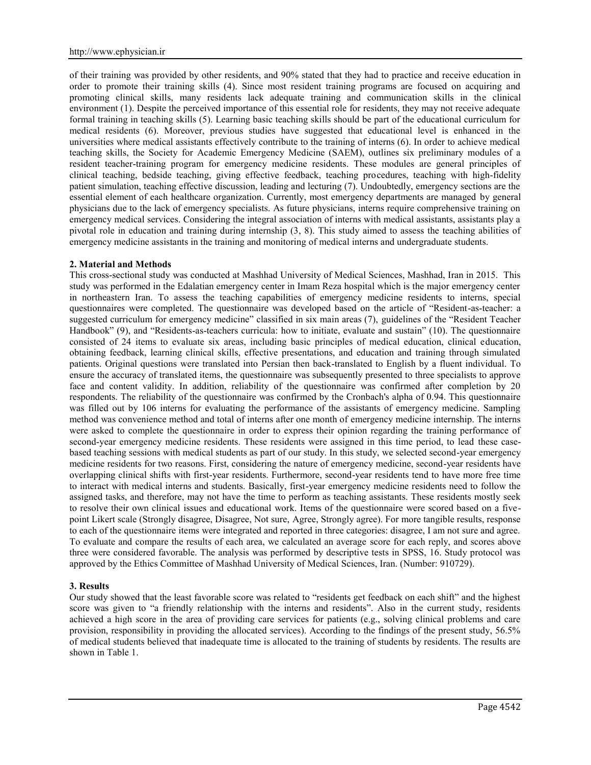of their training was provided by other residents, and 90% stated that they had to practice and receive education in order to promote their training skills (4). Since most resident training programs are focused on acquiring and promoting clinical skills, many residents lack adequate training and communication skills in the clinical environment (1). Despite the perceived importance of this essential role for residents, they may not receive adequate formal training in teaching skills (5). Learning basic teaching skills should be part of the educational curriculum for medical residents (6). Moreover, previous studies have suggested that educational level is enhanced in the universities where medical assistants effectively contribute to the training of interns (6). In order to achieve medical teaching skills, the Society for Academic Emergency Medicine (SAEM), outlines six preliminary modules of a resident teacher-training program for emergency medicine residents. These modules are general principles of clinical teaching, bedside teaching, giving effective feedback, teaching procedures, teaching with high-fidelity patient simulation, teaching effective discussion, leading and lecturing (7). Undoubtedly, emergency sections are the essential element of each healthcare organization. Currently, most emergency departments are managed by general physicians due to the lack of emergency specialists. As future physicians, interns require comprehensive training on emergency medical services. Considering the integral association of interns with medical assistants, assistants play a pivotal role in education and training during internship (3, 8). This study aimed to assess the teaching abilities of emergency medicine assistants in the training and monitoring of medical interns and undergraduate students.

## 2. Material and Methods

This cross-sectional study was conducted at Mashhad University of Medical Sciences, Mashhad, Iran in 2015. This study was performed in the Edalatian emergency center in Imam Reza hospital which is the major emergency center in northeastern Iran. To assess the teaching capabilities of emergency medicine residents to interns, special questionnaires were completed. The questionnaire was developed based on the article of "Resident-as-teacher: a suggested curriculum for emergency medicine" classified in six main areas (7), guidelines of the "Resident Teacher Handbook" (9), and "Residents-as-teachers curricula: how to initiate, evaluate and sustain" (10). The questionnaire consisted of 24 items to evaluate six areas, including basic principles of medical education, clinical education, obtaining feedback, learning clinical skills, effective presentations, and education and training through simulated patients. Original questions were translated into Persian then back-translated to English by a fluent individual. To ensure the accuracy of translated items, the questionnaire was subsequently presented to three specialists to approve face and content validity. In addition, reliability of the questionnaire was confirmed after completion by 20 respondents. The reliability of the questionnaire was confirmed by the Cronbach's alpha of 0.94. This questionnaire was filled out by 106 interns for evaluating the performance of the assistants of emergency medicine. Sampling method was convenience method and total of interns after one month of emergency medicine internship. The interns were asked to complete the questionnaire in order to express their opinion regarding the training performance of second-year emergency medicine residents. These residents were assigned in this time period, to lead these case-based teaching sessions with medical students as part of our study. In this study, we selected second-year emergency medicine residents for two reasons. First, considering the nature of emergency medicine, second-year residents have overlapping clinical shifts with first-year residents. Furthermore, second-year residents tend to have more free time to interact with medical interns and students. Basically, first-year emergency medicine residents need to follow the assigned tasks, and therefore, may not have the time to perform as teaching assistants. These residents mostly seek to resolve their own clinical issues and educational work. Items of the questionnaire were scored based on a five-point Likert scale (Strongly disagree, Disagree, Not sure, Agree, Strongly agree). For more tangible results, response to each of the questionnaire items were integrated and reported in three categories: disagree, I am not sure and agree. To evaluate and compare the results of each area, we calculated an average score for each reply, and scores above three were considered favorable. The analysis was performed by descriptive tests in SPSS, 16. Study protocol was approved by the Ethics Committee of Mashhad University of Medical Sciences, Iran. (Number: 910729).

## 3. Results

Our study showed that the least favorable score was related to "residents get feedback on each shift" and the highest score was given to "a friendly relationship with the interns and residents". Also in the current study, residents achieved a high score in the area of providing care services for patients (e.g., solving clinical problems and care provision, responsibility in providing the allocated services). According to the findings of the present study, 56.5% of medical students believed that inadequate time is allocated to the training of students by residents. The results are shown in Table 1.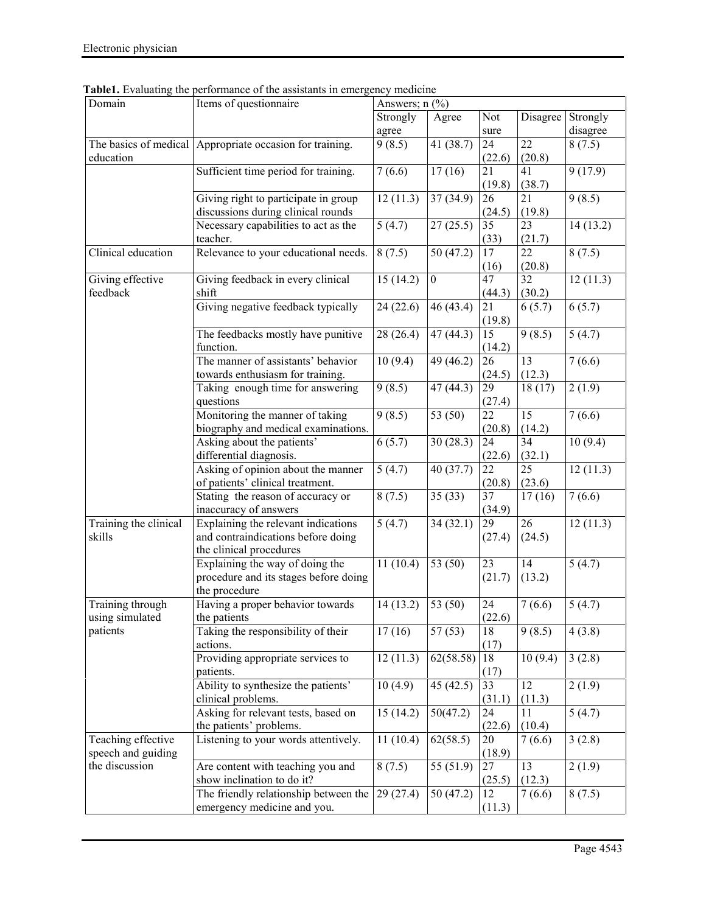**Table1.** Evaluating the performance of the assistants in emergency medicine

| Domain | Items of questionnaire | Answers; n (%) | | | | |
|---|---|---|---|---|---|---|
| | | Strongly agree | Agree | Not sure | Disagree | Strongly disagree |
| The basics of medical education | Appropriate occasion for training. | 9 (8.5) | 41 (38.7) | 24 (22.6) | 22 (20.8) | 8 (7.5) |
| | Sufficient time period for training. | 7 (6.6) | 17 (16) | 21 (19.8) | 41 (38.7) | 9 (17.9) |
| | Giving right to participate in group discussions during clinical rounds | 12 (11.3) | 37 (34.9) | 26 (24.5) | 21 (19.8) | 9 (8.5) |
| | Necessary capabilities to act as the teacher. | 5 (4.7) | 27 (25.5) | 35 (33) | 23 (21.7) | 14 (13.2) |
| Clinical education | Relevance to your educational needs. | 8 (7.5) | 50 (47.2) | 17 (16) | 22 (20.8) | 8 (7.5) |
| Giving effective feedback | Giving feedback in every clinical shift | 15 (14.2) | 0 | 47 (44.3) | 32 (30.2) | 12 (11.3) |
| | Giving negative feedback typically | 24 (22.6) | 46 (43.4) | 21 (19.8) | 6 (5.7) | 6 (5.7) |
| | The feedbacks mostly have punitive function. | 28 (26.4) | 47 (44.3) | 15 (14.2) | 9 (8.5) | 5 (4.7) |
| | The manner of assistants' behavior towards enthusiasm for training. | 10 (9.4) | 49 (46.2) | 26 (24.5) | 13 (12.3) | 7 (6.6) |
| | Taking enough time for answering questions | 9 (8.5) | 47 (44.3) | 29 (27.4) | 18 (17) | 2 (1.9) |
| | Monitoring the manner of taking biography and medical examinations. | 9 (8.5) | 53 (50) | 22 (20.8) | 15 (14.2) | 7 (6.6) |
| | Asking about the patients' differential diagnosis. | 6 (5.7) | 30 (28.3) | 24 (22.6) | 34 (32.1) | 10 (9.4) |
| | Asking of opinion about the manner of patients' clinical treatment. | 5 (4.7) | 40 (37.7) | 22 (20.8) | 25 (23.6) | 12 (11.3) |
| | Stating the reason of accuracy or inaccuracy of answers | 8 (7.5) | 35 (33) | 37 (34.9) | 17 (16) | 7 (6.6) |
| Training the clinical skills | Explaining the relevant indications and contraindications before doing the clinical procedures | 5 (4.7) | 34 (32.1) | 29 (27.4) | 26 (24.5) | 12 (11.3) |
| | Explaining the way of doing the procedure and its stages before doing the procedure | 11 (10.4) | 53 (50) | 23 (21.7) | 14 (13.2) | 5 (4.7) |
| Training through using simulated patients | Having a proper behavior towards the patients | 14 (13.2) | 53 (50) | 24 (22.6) | 7 (6.6) | 5 (4.7) |
| | Taking the responsibility of their actions. | 17 (16) | 57 (53) | 18 (17) | 9 (8.5) | 4 (3.8) |
| | Providing appropriate services to patients. | 12 (11.3) | 62(58.58) | 18 (17) | 10 (9.4) | 3 (2.8) |
| | Ability to synthesize the patients' clinical problems. | 10 (4.9) | 45 (42.5) | 33 (31.1) | 12 (11.3) | 2 (1.9) |
| | Asking for relevant tests, based on the patients' problems. | 15 (14.2) | 50(47.2) | 24 (22.6) | 11 (10.4) | 5 (4.7) |
| Teaching effective speech and guiding the discussion | Listening to your words attentively. | 11 (10.4) | 62(58.5) | 20 (18.9) | 7 (6.6) | 3 (2.8) |
| | Are content with teaching you and show inclination to do it? | 8 (7.5) | 55 (51.9) | 27 (25.5) | 13 (12.3) | 2 (1.9) |
| | The friendly relationship between the emergency medicine and you. | 29 (27.4) | 50 (47.2) | 12 (11.3) | 7 (6.6) | 8 (7.5) |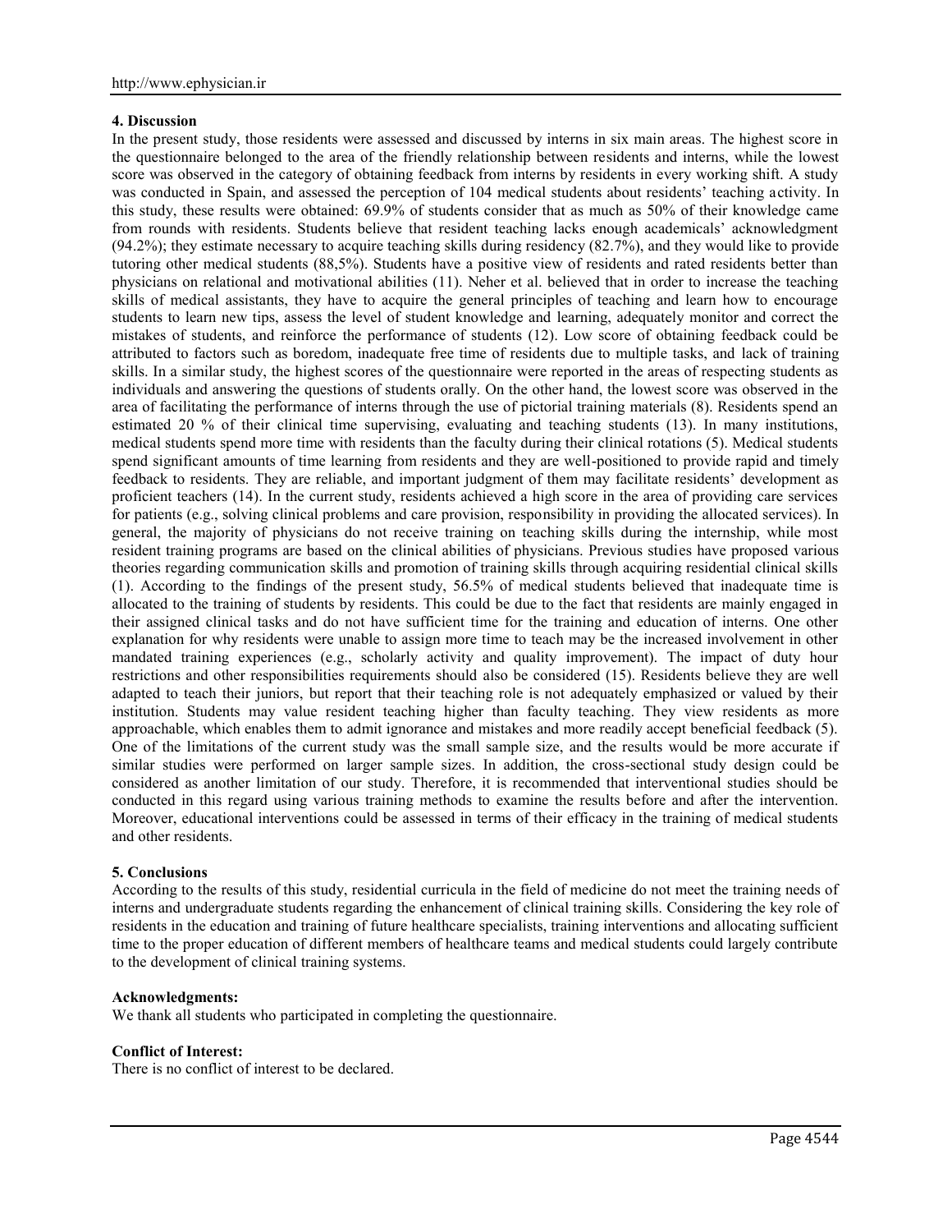## 4. Discussion

In the present study, those residents were assessed and discussed by interns in six main areas. The highest score in the questionnaire belonged to the area of the friendly relationship between residents and interns, while the lowest score was observed in the category of obtaining feedback from interns by residents in every working shift. A study was conducted in Spain, and assessed the perception of 104 medical students about residents' teaching activity. In this study, these results were obtained: 69.9% of students consider that as much as 50% of their knowledge came from rounds with residents. Students believe that resident teaching lacks enough academicals' acknowledgment (94.2%); they estimate necessary to acquire teaching skills during residency (82.7%), and they would like to provide tutoring other medical students (88,5%). Students have a positive view of residents and rated residents better than physicians on relational and motivational abilities (11). Neher et al. believed that in order to increase the teaching skills of medical assistants, they have to acquire the general principles of teaching and learn how to encourage students to learn new tips, assess the level of student knowledge and learning, adequately monitor and correct the mistakes of students, and reinforce the performance of students (12). Low score of obtaining feedback could be attributed to factors such as boredom, inadequate free time of residents due to multiple tasks, and lack of training skills. In a similar study, the highest scores of the questionnaire were reported in the areas of respecting students as individuals and answering the questions of students orally. On the other hand, the lowest score was observed in the area of facilitating the performance of interns through the use of pictorial training materials (8). Residents spend an estimated 20 % of their clinical time supervising, evaluating and teaching students (13). In many institutions, medical students spend more time with residents than the faculty during their clinical rotations (5). Medical students spend significant amounts of time learning from residents and they are well-positioned to provide rapid and timely feedback to residents. They are reliable, and important judgment of them may facilitate residents' development as proficient teachers (14). In the current study, residents achieved a high score in the area of providing care services for patients (e.g., solving clinical problems and care provision, responsibility in providing the allocated services). In general, the majority of physicians do not receive training on teaching skills during the internship, while most resident training programs are based on the clinical abilities of physicians. Previous studies have proposed various theories regarding communication skills and promotion of training skills through acquiring residential clinical skills (1). According to the findings of the present study, 56.5% of medical students believed that inadequate time is allocated to the training of students by residents. This could be due to the fact that residents are mainly engaged in their assigned clinical tasks and do not have sufficient time for the training and education of interns. One other explanation for why residents were unable to assign more time to teach may be the increased involvement in other mandated training experiences (e.g., scholarly activity and quality improvement). The impact of duty hour restrictions and other responsibilities requirements should also be considered (15). Residents believe they are well adapted to teach their juniors, but report that their teaching role is not adequately emphasized or valued by their institution. Students may value resident teaching higher than faculty teaching. They view residents as more approachable, which enables them to admit ignorance and mistakes and more readily accept beneficial feedback (5). One of the limitations of the current study was the small sample size, and the results would be more accurate if similar studies were performed on larger sample sizes. In addition, the cross-sectional study design could be considered as another limitation of our study. Therefore, it is recommended that interventional studies should be conducted in this regard using various training methods to examine the results before and after the intervention. Moreover, educational interventions could be assessed in terms of their efficacy in the training of medical students and other residents.

## 5. Conclusions

According to the results of this study, residential curricula in the field of medicine do not meet the training needs of interns and undergraduate students regarding the enhancement of clinical training skills. Considering the key role of residents in the education and training of future healthcare specialists, training interventions and allocating sufficient time to the proper education of different members of healthcare teams and medical students could largely contribute to the development of clinical training systems.

**Acknowledgments:**

We thank all students who participated in completing the questionnaire.

**Conflict of Interest:**

There is no conflict of interest to be declared.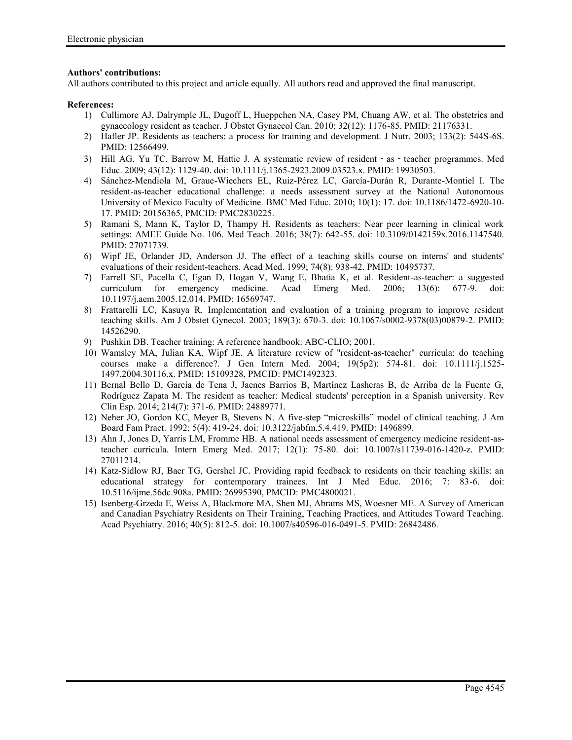**Authors' contributions:**

All authors contributed to this project and article equally. All authors read and approved the final manuscript.

**References:**

1) Cullimore AJ, Dalrymple JL, Dugoff L, Hueppchen NA, Casey PM, Chuang AW, et al. The obstetrics and gynaecology resident as teacher. J Obstet Gynaecol Can. 2010; 32(12): 1176-85. PMID: 21176331.
2) Hafler JP. Residents as teachers: a process for training and development. J Nutr. 2003; 133(2): 544S-6S. PMID: 12566499.
3) Hill AG, Yu TC, Barrow M, Hattie J. A systematic review of resident‐as‐teacher programmes. Med Educ. 2009; 43(12): 1129-40. doi: 10.1111/j.1365-2923.2009.03523.x. PMID: 19930503.
4) Sánchez-Mendiola M, Graue-Wiechers EL, Ruiz-Pérez LC, García-Durán R, Durante-Montiel I. The resident-as-teacher educational challenge: a needs assessment survey at the National Autonomous University of Mexico Faculty of Medicine. BMC Med Educ. 2010; 10(1): 17. doi: 10.1186/1472-6920-10-17. PMID: 20156365, PMCID: PMC2830225.
5) Ramani S, Mann K, Taylor D, Thampy H. Residents as teachers: Near peer learning in clinical work settings: AMEE Guide No. 106. Med Teach. 2016; 38(7): 642-55. doi: 10.3109/0142159x.2016.1147540. PMID: 27071739.
6) Wipf JE, Orlander JD, Anderson JJ. The effect of a teaching skills course on interns' and students' evaluations of their resident-teachers. Acad Med. 1999; 74(8): 938-42. PMID: 10495737.
7) Farrell SE, Pacella C, Egan D, Hogan V, Wang E, Bhatia K, et al. Resident-as-teacher: a suggested curriculum for emergency medicine. Acad Emerg Med. 2006; 13(6): 677-9. doi: 10.1197/j.aem.2005.12.014. PMID: 16569747.
8) Frattarelli LC, Kasuya R. Implementation and evaluation of a training program to improve resident teaching skills. Am J Obstet Gynecol. 2003; 189(3): 670-3. doi: 10.1067/s0002-9378(03)00879-2. PMID: 14526290.
9) Pushkin DB. Teacher training: A reference handbook: ABC-CLIO; 2001.
10) Wamsley MA, Julian KA, Wipf JE. A literature review of "resident-as-teacher" curricula: do teaching courses make a difference?. J Gen Intern Med. 2004; 19(5p2): 574-81. doi: 10.1111/j.1525-1497.2004.30116.x. PMID: 15109328, PMCID: PMC1492323.
11) Bernal Bello D, García de Tena J, Jaenes Barrios B, Martínez Lasheras B, de Arriba de la Fuente G, Rodríguez Zapata M. The resident as teacher: Medical students' perception in a Spanish university. Rev Clin Esp. 2014; 214(7): 371-6. PMID: 24889771.
12) Neher JO, Gordon KC, Meyer B, Stevens N. A five-step "microskills" model of clinical teaching. J Am Board Fam Pract. 1992; 5(4): 419-24. doi: 10.3122/jabfm.5.4.419. PMID: 1496899.
13) Ahn J, Jones D, Yarris LM, Fromme HB. A national needs assessment of emergency medicine resident-as-teacher curricula. Intern Emerg Med. 2017; 12(1): 75-80. doi: 10.1007/s11739-016-1420-z. PMID: 27011214.
14) Katz-Sidlow RJ, Baer TG, Gershel JC. Providing rapid feedback to residents on their teaching skills: an educational strategy for contemporary trainees. Int J Med Educ. 2016; 7: 83-6. doi: 10.5116/ijme.56dc.908a. PMID: 26995390, PMCID: PMC4800021.
15) Isenberg-Grzeda E, Weiss A, Blackmore MA, Shen MJ, Abrams MS, Woesner ME. A Survey of American and Canadian Psychiatry Residents on Their Training, Teaching Practices, and Attitudes Toward Teaching. Acad Psychiatry. 2016; 40(5): 812-5. doi: 10.1007/s40596-016-0491-5. PMID: 26842486.